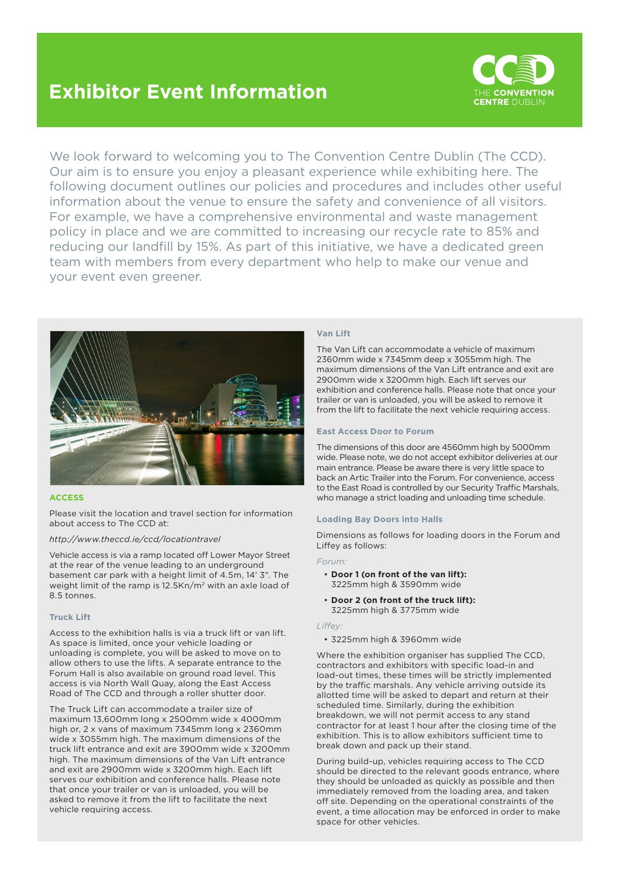# Exhibitor Event Information

THE CONVENTION CENTRE DUBLIN

We look forward to welcoming you to The Convention Centre Dublin (The CCD). Our aim is to ensure you enjoy a pleasant experience while exhibiting here. The following document outlines our policies and procedures and includes other useful information about the venue to ensure the safety and convenience of all visitors. For example, we have a comprehensive environmental and waste management policy in place and we are committed to increasing our recycle rate to 85% and reducing our landfill by 15%. As part of this initiative, we have a dedicated green team with members from every department who help to make our venue and your event even greener.

## ACCESS

Please visit the location and travel section for information about access to The CCD at:

*http://www.theccd.ie/ccd/locationtravel*

Vehicle access is via a ramp located off Lower Mayor Street at the rear of the venue leading to an underground basement car park with a height limit of 4.5m, 14' 3". The weight limit of the ramp is 12.5Kn/m² with an axle load of 8.5 tonnes.

### Truck Lift

Access to the exhibition halls is via a truck lift or van lift. As space is limited, once your vehicle loading or unloading is complete, you will be asked to move on to allow others to use the lifts. A separate entrance to the Forum Hall is also available on ground road level. This access is via North Wall Quay, along the East Access Road of The CCD and through a roller shutter door.

The Truck Lift can accommodate a trailer size of maximum 13,600mm long x 2500mm wide x 4000mm high or, 2 x vans of maximum 7345mm long x 2360mm wide x 3055mm high. The maximum dimensions of the truck lift entrance and exit are 3900mm wide x 3200mm high. The maximum dimensions of the Van Lift entrance and exit are 2900mm wide x 3200mm high. Each lift serves our exhibition and conference halls. Please note that once your trailer or van is unloaded, you will be asked to remove it from the lift to facilitate the next vehicle requiring access.

### Van Lift

The Van Lift can accommodate a vehicle of maximum 2360mm wide x 7345mm deep x 3055mm high. The maximum dimensions of the Van Lift entrance and exit are 2900mm wide x 3200mm high. Each lift serves our exhibition and conference halls. Please note that once your trailer or van is unloaded, you will be asked to remove it from the lift to facilitate the next vehicle requiring access.

### East Access Door to Forum

The dimensions of this door are 4560mm high by 5000mm wide. Please note, we do not accept exhibitor deliveries at our main entrance. Please be aware there is very little space to back an Artic Trailer into the Forum. For convenience, access to the East Road is controlled by our Security Traffic Marshals, who manage a strict loading and unloading time schedule.

### Loading Bay Doors into Halls

Dimensions as follows for loading doors in the Forum and Liffey as follows:

*Forum:*

- **Door 1 (on front of the van lift):** 3225mm high & 3590mm wide
- **Door 2 (on front of the truck lift):** 3225mm high & 3775mm wide

*Liffey:*

- 3225mm high & 3960mm wide

Where the exhibition organiser has supplied The CCD, contractors and exhibitors with specific load-in and load-out times, these times will be strictly implemented by the traffic marshals. Any vehicle arriving outside its allotted time will be asked to depart and return at their scheduled time. Similarly, during the exhibition breakdown, we will not permit access to any stand contractor for at least 1 hour after the closing time of the exhibition. This is to allow exhibitors sufficient time to break down and pack up their stand.

During build-up, vehicles requiring access to The CCD should be directed to the relevant goods entrance, where they should be unloaded as quickly as possible and then immediately removed from the loading area, and taken off site. Depending on the operational constraints of the event, a time allocation may be enforced in order to make space for other vehicles.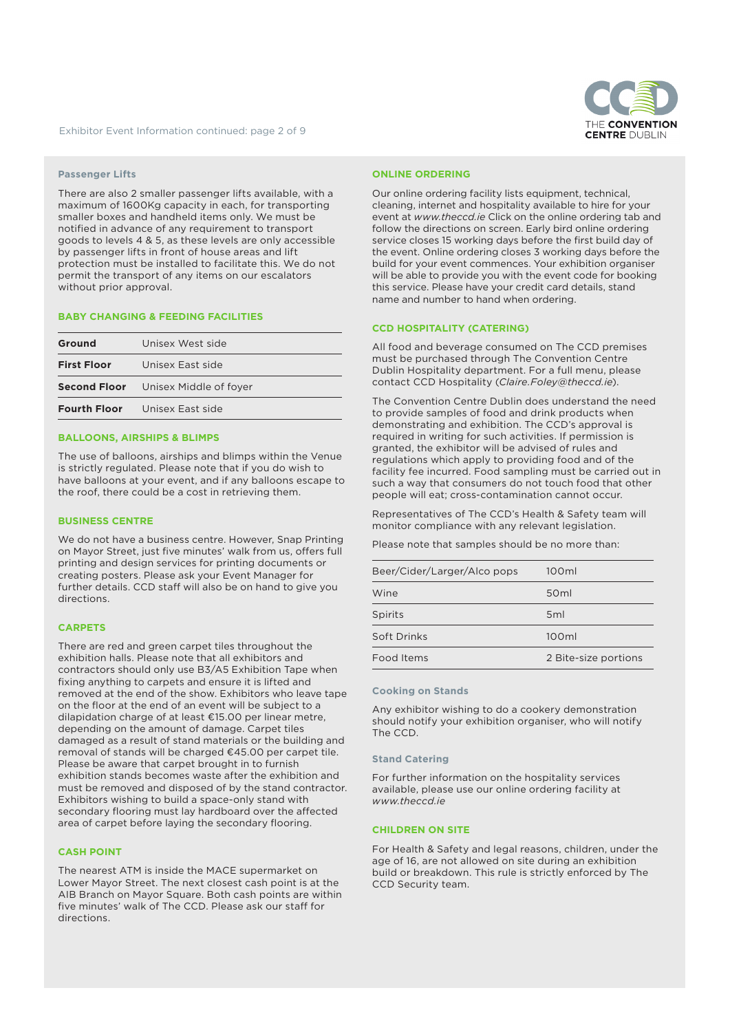### Passenger Lifts

There are also 2 smaller passenger lifts available, with a maximum of 1600Kg capacity in each, for transporting smaller boxes and handheld items only. We must be notified in advance of any requirement to transport goods to levels 4 & 5, as these levels are only accessible by passenger lifts in front of house areas and lift protection must be installed to facilitate this. We do not permit the transport of any items on our escalators without prior approval.

## BABY CHANGING & FEEDING FACILITIES

| | |
|---|---|
| **Ground** | Unisex West side |
| **First Floor** | Unisex East side |
| **Second Floor** | Unisex Middle of foyer |
| **Fourth Floor** | Unisex East side |

## BALLOONS, AIRSHIPS & BLIMPS

The use of balloons, airships and blimps within the Venue is strictly regulated. Please note that if you do wish to have balloons at your event, and if any balloons escape to the roof, there could be a cost in retrieving them.

## BUSINESS CENTRE

We do not have a business centre. However, Snap Printing on Mayor Street, just five minutes' walk from us, offers full printing and design services for printing documents or creating posters. Please ask your Event Manager for further details. CCD staff will also be on hand to give you directions.

## CARPETS

There are red and green carpet tiles throughout the exhibition halls. Please note that all exhibitors and contractors should only use B3/A5 Exhibition Tape when fixing anything to carpets and ensure it is lifted and removed at the end of the show. Exhibitors who leave tape on the floor at the end of an event will be subject to a dilapidation charge of at least €15.00 per linear metre, depending on the amount of damage. Carpet tiles damaged as a result of stand materials or the building and removal of stands will be charged €45.00 per carpet tile. Please be aware that carpet brought in to furnish exhibition stands becomes waste after the exhibition and must be removed and disposed of by the stand contractor. Exhibitors wishing to build a space-only stand with secondary flooring must lay hardboard over the affected area of carpet before laying the secondary flooring.

## CASH POINT

The nearest ATM is inside the MACE supermarket on Lower Mayor Street. The next closest cash point is at the AIB Branch on Mayor Square. Both cash points are within five minutes' walk of The CCD. Please ask our staff for directions.

## ONLINE ORDERING

Our online ordering facility lists equipment, technical, cleaning, internet and hospitality available to hire for your event at *www.theccd.ie* Click on the online ordering tab and follow the directions on screen. Early bird online ordering service closes 15 working days before the first build day of the event. Online ordering closes 3 working days before the build for your event commences. Your exhibition organiser will be able to provide you with the event code for booking this service. Please have your credit card details, stand name and number to hand when ordering.

## CCD HOSPITALITY (CATERING)

All food and beverage consumed on The CCD premises must be purchased through The Convention Centre Dublin Hospitality department. For a full menu, please contact CCD Hospitality (*Claire.Foley@theccd.ie*).

The Convention Centre Dublin does understand the need to provide samples of food and drink products when demonstrating and exhibition. The CCD's approval is required in writing for such activities. If permission is granted, the exhibitor will be advised of rules and regulations which apply to providing food and of the facility fee incurred. Food sampling must be carried out in such a way that consumers do not touch food that other people will eat; cross-contamination cannot occur.

Representatives of The CCD's Health & Safety team will monitor compliance with any relevant legislation.

Please note that samples should be no more than:

| | |
|---|---|
| Beer/Cider/Larger/Alco pops | 100ml |
| Wine | 50ml |
| Spirits | 5ml |
| Soft Drinks | 100ml |
| Food Items | 2 Bite-size portions |

### Cooking on Stands

Any exhibitor wishing to do a cookery demonstration should notify your exhibition organiser, who will notify The CCD.

### Stand Catering

For further information on the hospitality services available, please use our online ordering facility at *www.theccd.ie*

## CHILDREN ON SITE

For Health & Safety and legal reasons, children, under the age of 16, are not allowed on site during an exhibition build or breakdown. This rule is strictly enforced by The CCD Security team.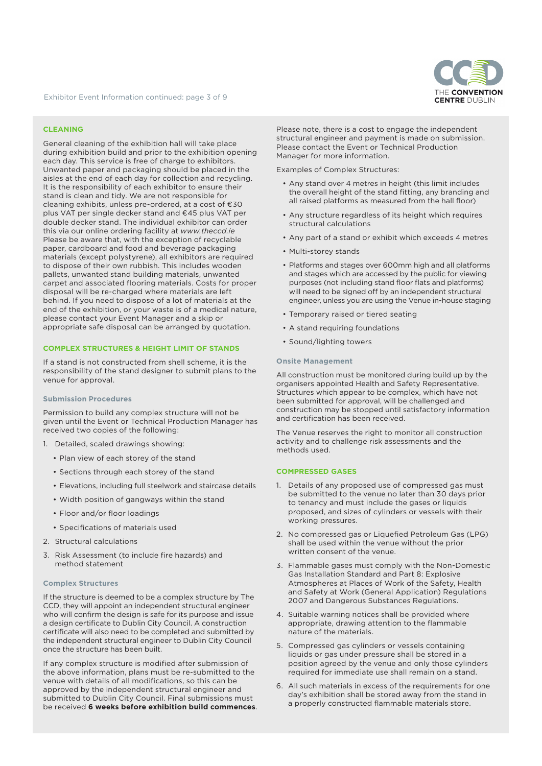## CLEANING

General cleaning of the exhibition hall will take place during exhibition build and prior to the exhibition opening each day. This service is free of charge to exhibitors. Unwanted paper and packaging should be placed in the aisles at the end of each day for collection and recycling. It is the responsibility of each exhibitor to ensure their stand is clean and tidy. We are not responsible for cleaning exhibits, unless pre-ordered, at a cost of €30 plus VAT per single decker stand and €45 plus VAT per double decker stand. The individual exhibitor can order this via our online ordering facility at *www.theccd.ie* Please be aware that, with the exception of recyclable paper, cardboard and food and beverage packaging materials (except polystyrene), all exhibitors are required to dispose of their own rubbish. This includes wooden pallets, unwanted stand building materials, unwanted carpet and associated flooring materials. Costs for proper disposal will be re-charged where materials are left behind. If you need to dispose of a lot of materials at the end of the exhibition, or your waste is of a medical nature, please contact your Event Manager and a skip or appropriate safe disposal can be arranged by quotation.

## COMPLEX STRUCTURES & HEIGHT LIMIT OF STANDS

If a stand is not constructed from shell scheme, it is the responsibility of the stand designer to submit plans to the venue for approval.

### Submission Procedures

Permission to build any complex structure will not be given until the Event or Technical Production Manager has received two copies of the following:

1. Detailed, scaled drawings showing:
   - Plan view of each storey of the stand
   - Sections through each storey of the stand
   - Elevations, including full steelwork and staircase details
   - Width position of gangways within the stand
   - Floor and/or floor loadings
   - Specifications of materials used
2. Structural calculations
3. Risk Assessment (to include fire hazards) and method statement

### Complex Structures

If the structure is deemed to be a complex structure by The CCD, they will appoint an independent structural engineer who will confirm the design is safe for its purpose and issue a design certificate to Dublin City Council. A construction certificate will also need to be completed and submitted by the independent structural engineer to Dublin City Council once the structure has been built.

If any complex structure is modified after submission of the above information, plans must be re-submitted to the venue with details of all modifications, so this can be approved by the independent structural engineer and submitted to Dublin City Council. Final submissions must be received **6 weeks before exhibition build commences**.

Please note, there is a cost to engage the independent structural engineer and payment is made on submission. Please contact the Event or Technical Production Manager for more information.

Examples of Complex Structures:

- Any stand over 4 metres in height (this limit includes the overall height of the stand fitting, any branding and all raised platforms as measured from the hall floor)
- Any structure regardless of its height which requires structural calculations
- Any part of a stand or exhibit which exceeds 4 metres
- Multi-storey stands
- Platforms and stages over 600mm high and all platforms and stages which are accessed by the public for viewing purposes (not including stand floor flats and platforms) will need to be signed off by an independent structural engineer, unless you are using the Venue in-house staging
- Temporary raised or tiered seating
- A stand requiring foundations
- Sound/lighting towers

### Onsite Management

All construction must be monitored during build up by the organisers appointed Health and Safety Representative. Structures which appear to be complex, which have not been submitted for approval, will be challenged and construction may be stopped until satisfactory information and certification has been received.

The Venue reserves the right to monitor all construction activity and to challenge risk assessments and the methods used.

## COMPRESSED GASES

1. Details of any proposed use of compressed gas must be submitted to the venue no later than 30 days prior to tenancy and must include the gases or liquids proposed, and sizes of cylinders or vessels with their working pressures.
2. No compressed gas or Liquefied Petroleum Gas (LPG) shall be used within the venue without the prior written consent of the venue.
3. Flammable gases must comply with the Non-Domestic Gas Installation Standard and Part 8: Explosive Atmospheres at Places of Work of the Safety, Health and Safety at Work (General Application) Regulations 2007 and Dangerous Substances Regulations.
4. Suitable warning notices shall be provided where appropriate, drawing attention to the flammable nature of the materials.
5. Compressed gas cylinders or vessels containing liquids or gas under pressure shall be stored in a position agreed by the venue and only those cylinders required for immediate use shall remain on a stand.
6. All such materials in excess of the requirements for one day's exhibition shall be stored away from the stand in a properly constructed flammable materials store.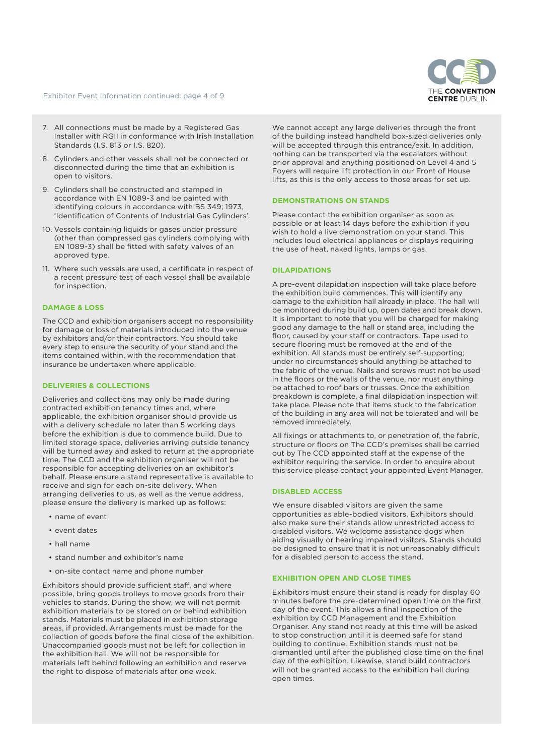7. All connections must be made by a Registered Gas Installer with RGII in conformance with Irish Installation Standards (I.S. 813 or I.S. 820).
8. Cylinders and other vessels shall not be connected or disconnected during the time that an exhibition is open to visitors.
9. Cylinders shall be constructed and stamped in accordance with EN 1089-3 and be painted with identifying colours in accordance with BS 349; 1973, 'Identification of Contents of Industrial Gas Cylinders'.
10. Vessels containing liquids or gases under pressure (other than compressed gas cylinders complying with EN 1089-3) shall be fitted with safety valves of an approved type.
11. Where such vessels are used, a certificate in respect of a recent pressure test of each vessel shall be available for inspection.

### DAMAGE & LOSS

The CCD and exhibition organisers accept no responsibility for damage or loss of materials introduced into the venue by exhibitors and/or their contractors. You should take every step to ensure the security of your stand and the items contained within, with the recommendation that insurance be undertaken where applicable.

### DELIVERIES & COLLECTIONS

Deliveries and collections may only be made during contracted exhibition tenancy times and, where applicable, the exhibition organiser should provide us with a delivery schedule no later than 5 working days before the exhibition is due to commence build. Due to limited storage space, deliveries arriving outside tenancy will be turned away and asked to return at the appropriate time. The CCD and the exhibition organiser will not be responsible for accepting deliveries on an exhibitor's behalf. Please ensure a stand representative is available to receive and sign for each on-site delivery. When arranging deliveries to us, as well as the venue address, please ensure the delivery is marked up as follows:

- name of event
- event dates
- hall name
- stand number and exhibitor's name
- on-site contact name and phone number

Exhibitors should provide sufficient staff, and where possible, bring goods trolleys to move goods from their vehicles to stands. During the show, we will not permit exhibition materials to be stored on or behind exhibition stands. Materials must be placed in exhibition storage areas, if provided. Arrangements must be made for the collection of goods before the final close of the exhibition. Unaccompanied goods must not be left for collection in the exhibition hall. We will not be responsible for materials left behind following an exhibition and reserve the right to dispose of materials after one week.

We cannot accept any large deliveries through the front of the building instead handheld box-sized deliveries only will be accepted through this entrance/exit. In addition, nothing can be transported via the escalators without prior approval and anything positioned on Level 4 and 5 Foyers will require lift protection in our Front of House lifts, as this is the only access to those areas for set up.

### DEMONSTRATIONS ON STANDS

Please contact the exhibition organiser as soon as possible or at least 14 days before the exhibition if you wish to hold a live demonstration on your stand. This includes loud electrical appliances or displays requiring the use of heat, naked lights, lamps or gas.

### DILAPIDATIONS

A pre-event dilapidation inspection will take place before the exhibition build commences. This will identify any damage to the exhibition hall already in place. The hall will be monitored during build up, open dates and break down. It is important to note that you will be charged for making good any damage to the hall or stand area, including the floor, caused by your staff or contractors. Tape used to secure flooring must be removed at the end of the exhibition. All stands must be entirely self-supporting; under no circumstances should anything be attached to the fabric of the venue. Nails and screws must not be used in the floors or the walls of the venue, nor must anything be attached to roof bars or trusses. Once the exhibition breakdown is complete, a final dilapidation inspection will take place. Please note that items stuck to the fabrication of the building in any area will not be tolerated and will be removed immediately.

All fixings or attachments to, or penetration of, the fabric, structure or floors on The CCD's premises shall be carried out by The CCD appointed staff at the expense of the exhibitor requiring the service. In order to enquire about this service please contact your appointed Event Manager.

### DISABLED ACCESS

We ensure disabled visitors are given the same opportunities as able-bodied visitors. Exhibitors should also make sure their stands allow unrestricted access to disabled visitors. We welcome assistance dogs when aiding visually or hearing impaired visitors. Stands should be designed to ensure that it is not unreasonably difficult for a disabled person to access the stand.

### EXHIBITION OPEN AND CLOSE TIMES

Exhibitors must ensure their stand is ready for display 60 minutes before the pre-determined open time on the first day of the event. This allows a final inspection of the exhibition by CCD Management and the Exhibition Organiser. Any stand not ready at this time will be asked to stop construction until it is deemed safe for stand building to continue. Exhibition stands must not be dismantled until after the published close time on the final day of the exhibition. Likewise, stand build contractors will not be granted access to the exhibition hall during open times.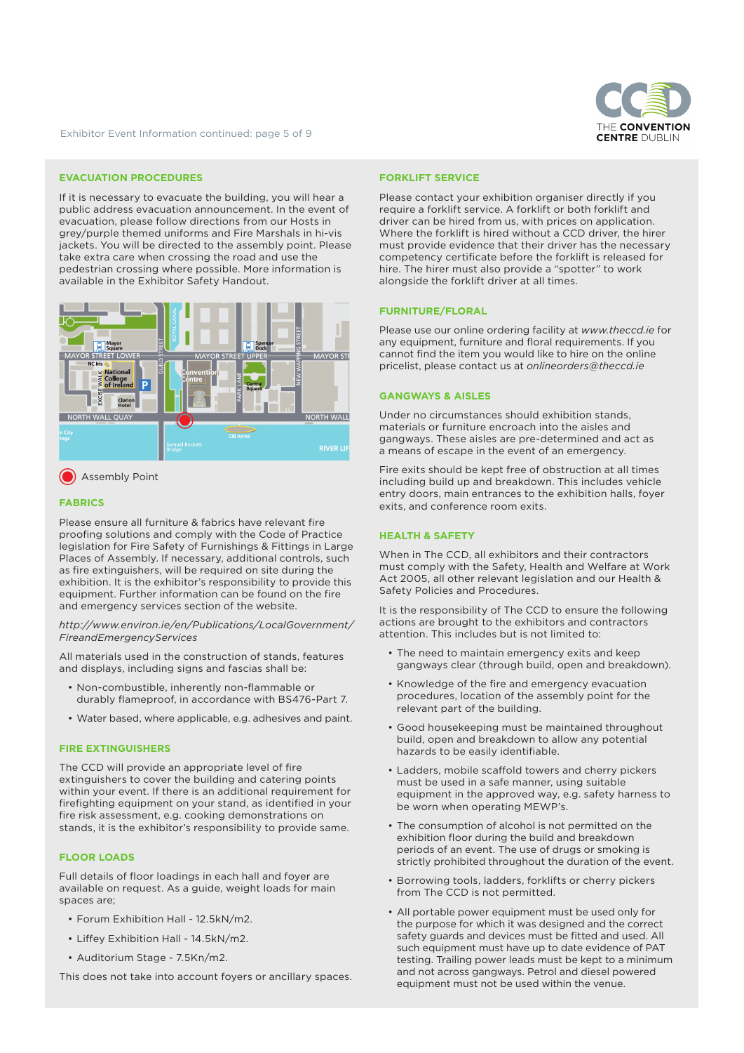## EVACUATION PROCEDURES

If it is necessary to evacuate the building, you will hear a public address evacuation announcement. In the event of evacuation, please follow directions from our Hosts in grey/purple themed uniforms and Fire Marshals in hi-vis jackets. You will be directed to the assembly point. Please take extra care when crossing the road and use the pedestrian crossing where possible. More information is available in the Exhibitor Safety Handout.

Assembly Point

## FABRICS

Please ensure all furniture & fabrics have relevant fire proofing solutions and comply with the Code of Practice legislation for Fire Safety of Furnishings & Fittings in Large Places of Assembly. If necessary, additional controls, such as fire extinguishers, will be required on site during the exhibition. It is the exhibitor's responsibility to provide this equipment. Further information can be found on the fire and emergency services section of the website.

*http://www.environ.ie/en/Publications/LocalGovernment/FireandEmergencyServices*

All materials used in the construction of stands, features and displays, including signs and fascias shall be:

- Non-combustible, inherently non-flammable or durably flameproof, in accordance with BS476-Part 7.
- Water based, where applicable, e.g. adhesives and paint.

## FIRE EXTINGUISHERS

The CCD will provide an appropriate level of fire extinguishers to cover the building and catering points within your event. If there is an additional requirement for firefighting equipment on your stand, as identified in your fire risk assessment, e.g. cooking demonstrations on stands, it is the exhibitor's responsibility to provide same.

## FLOOR LOADS

Full details of floor loadings in each hall and foyer are available on request. As a guide, weight loads for main spaces are;

- Forum Exhibition Hall - 12.5kN/m2.
- Liffey Exhibition Hall - 14.5kN/m2.
- Auditorium Stage - 7.5Kn/m2.

This does not take into account foyers or ancillary spaces.

## FORKLIFT SERVICE

Please contact your exhibition organiser directly if you require a forklift service. A forklift or both forklift and driver can be hired from us, with prices on application. Where the forklift is hired without a CCD driver, the hirer must provide evidence that their driver has the necessary competency certificate before the forklift is released for hire. The hirer must also provide a "spotter" to work alongside the forklift driver at all times.

## FURNITURE/FLORAL

Please use our online ordering facility at *www.theccd.ie* for any equipment, furniture and floral requirements. If you cannot find the item you would like to hire on the online pricelist, please contact us at *onlineorders@theccd.ie*

## GANGWAYS & AISLES

Under no circumstances should exhibition stands, materials or furniture encroach into the aisles and gangways. These aisles are pre-determined and act as a means of escape in the event of an emergency.

Fire exits should be kept free of obstruction at all times including build up and breakdown. This includes vehicle entry doors, main entrances to the exhibition halls, foyer exits, and conference room exits.

## HEALTH & SAFETY

When in The CCD, all exhibitors and their contractors must comply with the Safety, Health and Welfare at Work Act 2005, all other relevant legislation and our Health & Safety Policies and Procedures.

It is the responsibility of The CCD to ensure the following actions are brought to the exhibitors and contractors attention. This includes but is not limited to:

- The need to maintain emergency exits and keep gangways clear (through build, open and breakdown).
- Knowledge of the fire and emergency evacuation procedures, location of the assembly point for the relevant part of the building.
- Good housekeeping must be maintained throughout build, open and breakdown to allow any potential hazards to be easily identifiable.
- Ladders, mobile scaffold towers and cherry pickers must be used in a safe manner, using suitable equipment in the approved way, e.g. safety harness to be worn when operating MEWP's.
- The consumption of alcohol is not permitted on the exhibition floor during the build and breakdown periods of an event. The use of drugs or smoking is strictly prohibited throughout the duration of the event.
- Borrowing tools, ladders, forklifts or cherry pickers from The CCD is not permitted.
- All portable power equipment must be used only for the purpose for which it was designed and the correct safety guards and devices must be fitted and used. All such equipment must have up to date evidence of PAT testing. Trailing power leads must be kept to a minimum and not across gangways. Petrol and diesel powered equipment must not be used within the venue.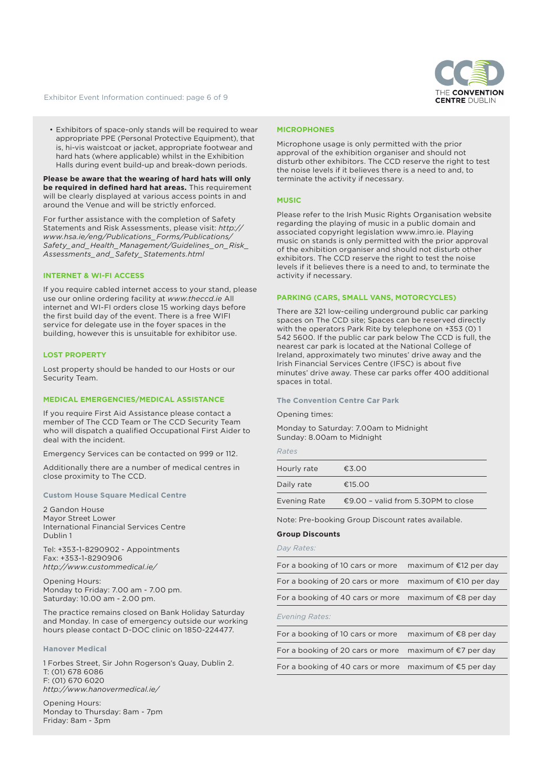- Exhibitors of space-only stands will be required to wear appropriate PPE (Personal Protective Equipment), that is, hi-vis waistcoat or jacket, appropriate footwear and hard hats (where applicable) whilst in the Exhibition Halls during event build-up and break-down periods.

**Please be aware that the wearing of hard hats will only be required in defined hard hat areas.** This requirement will be clearly displayed at various access points in and around the Venue and will be strictly enforced.

For further assistance with the completion of Safety Statements and Risk Assessments, please visit: *http://www.hsa.ie/eng/Publications_Forms/Publications/Safety_and_Health_Management/Guidelines_on_Risk_Assessments_and_Safety_Statements.html*

## INTERNET & WI-FI ACCESS

If you require cabled internet access to your stand, please use our online ordering facility at *www.theccd.ie* All internet and WI-FI orders close 15 working days before the first build day of the event. There is a free WIFI service for delegate use in the foyer spaces in the building, however this is unsuitable for exhibitor use.

## LOST PROPERTY

Lost property should be handed to our Hosts or our Security Team.

## MEDICAL EMERGENCIES/MEDICAL ASSISTANCE

If you require First Aid Assistance please contact a member of The CCD Team or The CCD Security Team who will dispatch a qualified Occupational First Aider to deal with the incident.

Emergency Services can be contacted on 999 or 112.

Additionally there are a number of medical centres in close proximity to The CCD.

### Custom House Square Medical Centre

2 Gandon House
Mayor Street Lower
International Financial Services Centre
Dublin 1

Tel: +353-1-8290902 - Appointments
Fax: +353-1-8290906
*http://www.custommedical.ie/*

Opening Hours:
Monday to Friday: 7.00 am - 7.00 pm.
Saturday: 10.00 am - 2.00 pm.

The practice remains closed on Bank Holiday Saturday and Monday. In case of emergency outside our working hours please contact D-DOC clinic on 1850-224477.

### Hanover Medical

1 Forbes Street, Sir John Rogerson's Quay, Dublin 2.
T: (01) 678 6086
F: (01) 670 6020
*http://www.hanovermedical.ie/*

Opening Hours:
Monday to Thursday: 8am - 7pm
Friday: 8am - 3pm

## MICROPHONES

Microphone usage is only permitted with the prior approval of the exhibition organiser and should not disturb other exhibitors. The CCD reserve the right to test the noise levels if it believes there is a need to and, to terminate the activity if necessary.

## MUSIC

Please refer to the Irish Music Rights Organisation website regarding the playing of music in a public domain and associated copyright legislation www.imro.ie. Playing music on stands is only permitted with the prior approval of the exhibition organiser and should not disturb other exhibitors. The CCD reserve the right to test the noise levels if it believes there is a need to and, to terminate the activity if necessary.

## PARKING (CARS, SMALL VANS, MOTORCYCLES)

There are 321 low-ceiling underground public car parking spaces on The CCD site; Spaces can be reserved directly with the operators Park Rite by telephone on +353 (0) 1 542 5600. If the public car park below The CCD is full, the nearest car park is located at the National College of Ireland, approximately two minutes' drive away and the Irish Financial Services Centre (IFSC) is about five minutes' drive away. These car parks offer 400 additional spaces in total.

### The Convention Centre Car Park

Opening times:

Monday to Saturday: 7.00am to Midnight
Sunday: 8.00am to Midnight

*Rates*

| | |
|---|---|
| Hourly rate | €3.00 |
| Daily rate | €15.00 |
| Evening Rate | €9.00 – valid from 5.30PM to close |

Note: Pre-booking Group Discount rates available.

**Group Discounts**

*Day Rates:*

| | |
|---|---|
| For a booking of 10 cars or more | maximum of €12 per day |
| For a booking of 20 cars or more | maximum of €10 per day |
| For a booking of 40 cars or more | maximum of €8 per day |

*Evening Rates:*

| | |
|---|---|
| For a booking of 10 cars or more | maximum of €8 per day |
| For a booking of 20 cars or more | maximum of €7 per day |
| For a booking of 40 cars or more | maximum of €5 per day |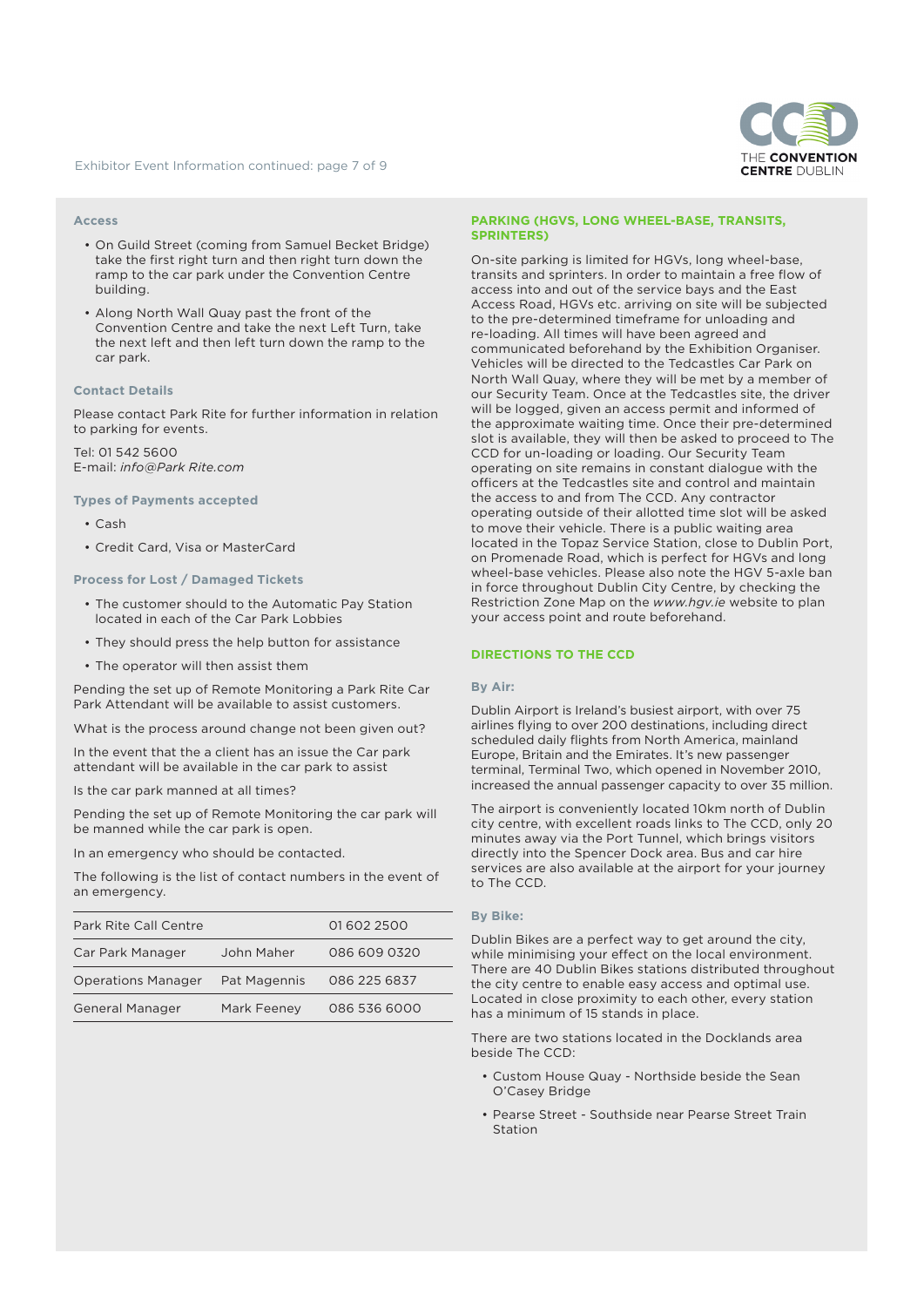### Access

- On Guild Street (coming from Samuel Becket Bridge) take the first right turn and then right turn down the ramp to the car park under the Convention Centre building.
- Along North Wall Quay past the front of the Convention Centre and take the next Left Turn, take the next left and then left turn down the ramp to the car park.

### Contact Details

Please contact Park Rite for further information in relation to parking for events.

Tel: 01 542 5600
E-mail: *info@Park Rite.com*

### Types of Payments accepted

- Cash
- Credit Card, Visa or MasterCard

### Process for Lost / Damaged Tickets

- The customer should to the Automatic Pay Station located in each of the Car Park Lobbies
- They should press the help button for assistance
- The operator will then assist them

Pending the set up of Remote Monitoring a Park Rite Car Park Attendant will be available to assist customers.

What is the process around change not been given out?

In the event that the a client has an issue the Car park attendant will be available in the car park to assist

Is the car park manned at all times?

Pending the set up of Remote Monitoring the car park will be manned while the car park is open.

In an emergency who should be contacted.

The following is the list of contact numbers in the event of an emergency.

| Park Rite Call Centre | | 01 602 2500 |
|---|---|---|
| Car Park Manager | John Maher | 086 609 0320 |
| Operations Manager | Pat Magennis | 086 225 6837 |
| General Manager | Mark Feeney | 086 536 6000 |

## PARKING (HGVS, LONG WHEEL-BASE, TRANSITS, SPRINTERS)

On-site parking is limited for HGVs, long wheel-base, transits and sprinters. In order to maintain a free flow of access into and out of the service bays and the East Access Road, HGVs etc. arriving on site will be subjected to the pre-determined timeframe for unloading and re-loading. All times will have been agreed and communicated beforehand by the Exhibition Organiser. Vehicles will be directed to the Tedcastles Car Park on North Wall Quay, where they will be met by a member of our Security Team. Once at the Tedcastles site, the driver will be logged, given an access permit and informed of the approximate waiting time. Once their pre-determined slot is available, they will then be asked to proceed to The CCD for un-loading or loading. Our Security Team operating on site remains in constant dialogue with the officers at the Tedcastles site and control and maintain the access to and from The CCD. Any contractor operating outside of their allotted time slot will be asked to move their vehicle. There is a public waiting area located in the Topaz Service Station, close to Dublin Port, on Promenade Road, which is perfect for HGVs and long wheel-base vehicles. Please also note the HGV 5-axle ban in force throughout Dublin City Centre, by checking the Restriction Zone Map on the *www.hgv.ie* website to plan your access point and route beforehand.

## DIRECTIONS TO THE CCD

### By Air:

Dublin Airport is Ireland's busiest airport, with over 75 airlines flying to over 200 destinations, including direct scheduled daily flights from North America, mainland Europe, Britain and the Emirates. It's new passenger terminal, Terminal Two, which opened in November 2010, increased the annual passenger capacity to over 35 million.

The airport is conveniently located 10km north of Dublin city centre, with excellent roads links to The CCD, only 20 minutes away via the Port Tunnel, which brings visitors directly into the Spencer Dock area. Bus and car hire services are also available at the airport for your journey to The CCD.

### By Bike:

Dublin Bikes are a perfect way to get around the city, while minimising your effect on the local environment. There are 40 Dublin Bikes stations distributed throughout the city centre to enable easy access and optimal use. Located in close proximity to each other, every station has a minimum of 15 stands in place.

There are two stations located in the Docklands area beside The CCD:

- Custom House Quay - Northside beside the Sean O'Casey Bridge
- Pearse Street - Southside near Pearse Street Train Station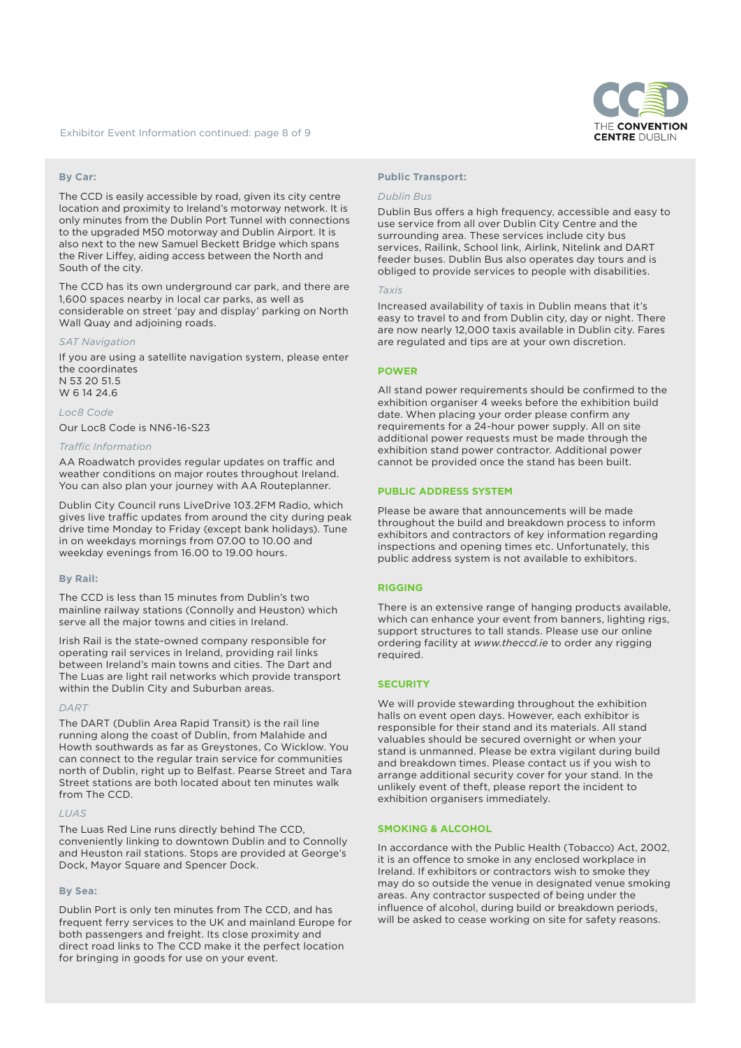### By Car:

The CCD is easily accessible by road, given its city centre location and proximity to Ireland's motorway network. It is only minutes from the Dublin Port Tunnel with connections to the upgraded M50 motorway and Dublin Airport. It is also next to the new Samuel Beckett Bridge which spans the River Liffey, aiding access between the North and South of the city.

The CCD has its own underground car park, and there are 1,600 spaces nearby in local car parks, as well as considerable on street 'pay and display' parking on North Wall Quay and adjoining roads.

*SAT Navigation*

If you are using a satellite navigation system, please enter the coordinates
N 53 20 51.5
W 6 14 24.6

*Loc8 Code*

Our Loc8 Code is NN6-16-S23

*Traffic Information*

AA Roadwatch provides regular updates on traffic and weather conditions on major routes throughout Ireland. You can also plan your journey with AA Routeplanner.

Dublin City Council runs LiveDrive 103.2FM Radio, which gives live traffic updates from around the city during peak drive time Monday to Friday (except bank holidays). Tune in on weekdays mornings from 07.00 to 10.00 and weekday evenings from 16.00 to 19.00 hours.

### By Rail:

The CCD is less than 15 minutes from Dublin's two mainline railway stations (Connolly and Heuston) which serve all the major towns and cities in Ireland.

Irish Rail is the state-owned company responsible for operating rail services in Ireland, providing rail links between Ireland's main towns and cities. The Dart and The Luas are light rail networks which provide transport within the Dublin City and Suburban areas.

*DART*

The DART (Dublin Area Rapid Transit) is the rail line running along the coast of Dublin, from Malahide and Howth southwards as far as Greystones, Co Wicklow. You can connect to the regular train service for communities north of Dublin, right up to Belfast. Pearse Street and Tara Street stations are both located about ten minutes walk from The CCD.

*LUAS*

The Luas Red Line runs directly behind The CCD, conveniently linking to downtown Dublin and to Connolly and Heuston rail stations. Stops are provided at George's Dock, Mayor Square and Spencer Dock.

### By Sea:

Dublin Port is only ten minutes from The CCD, and has frequent ferry services to the UK and mainland Europe for both passengers and freight. Its close proximity and direct road links to The CCD make it the perfect location for bringing in goods for use on your event.

### Public Transport:

*Dublin Bus*

Dublin Bus offers a high frequency, accessible and easy to use service from all over Dublin City Centre and the surrounding area. These services include city bus services, Railink, School link, Airlink, Nitelink and DART feeder buses. Dublin Bus also operates day tours and is obliged to provide services to people with disabilities.

*Taxis*

Increased availability of taxis in Dublin means that it's easy to travel to and from Dublin city, day or night. There are now nearly 12,000 taxis available in Dublin city. Fares are regulated and tips are at your own discretion.

## POWER

All stand power requirements should be confirmed to the exhibition organiser 4 weeks before the exhibition build date. When placing your order please confirm any requirements for a 24-hour power supply. All on site additional power requests must be made through the exhibition stand power contractor. Additional power cannot be provided once the stand has been built.

## PUBLIC ADDRESS SYSTEM

Please be aware that announcements will be made throughout the build and breakdown process to inform exhibitors and contractors of key information regarding inspections and opening times etc. Unfortunately, this public address system is not available to exhibitors.

## RIGGING

There is an extensive range of hanging products available, which can enhance your event from banners, lighting rigs, support structures to tall stands. Please use our online ordering facility at *www.theccd.ie* to order any rigging required.

## SECURITY

We will provide stewarding throughout the exhibition halls on event open days. However, each exhibitor is responsible for their stand and its materials. All stand valuables should be secured overnight or when your stand is unmanned. Please be extra vigilant during build and breakdown times. Please contact us if you wish to arrange additional security cover for your stand. In the unlikely event of theft, please report the incident to exhibition organisers immediately.

## SMOKING & ALCOHOL

In accordance with the Public Health (Tobacco) Act, 2002, it is an offence to smoke in any enclosed workplace in Ireland. If exhibitors or contractors wish to smoke they may do so outside the venue in designated venue smoking areas. Any contractor suspected of being under the influence of alcohol, during build or breakdown periods, will be asked to cease working on site for safety reasons.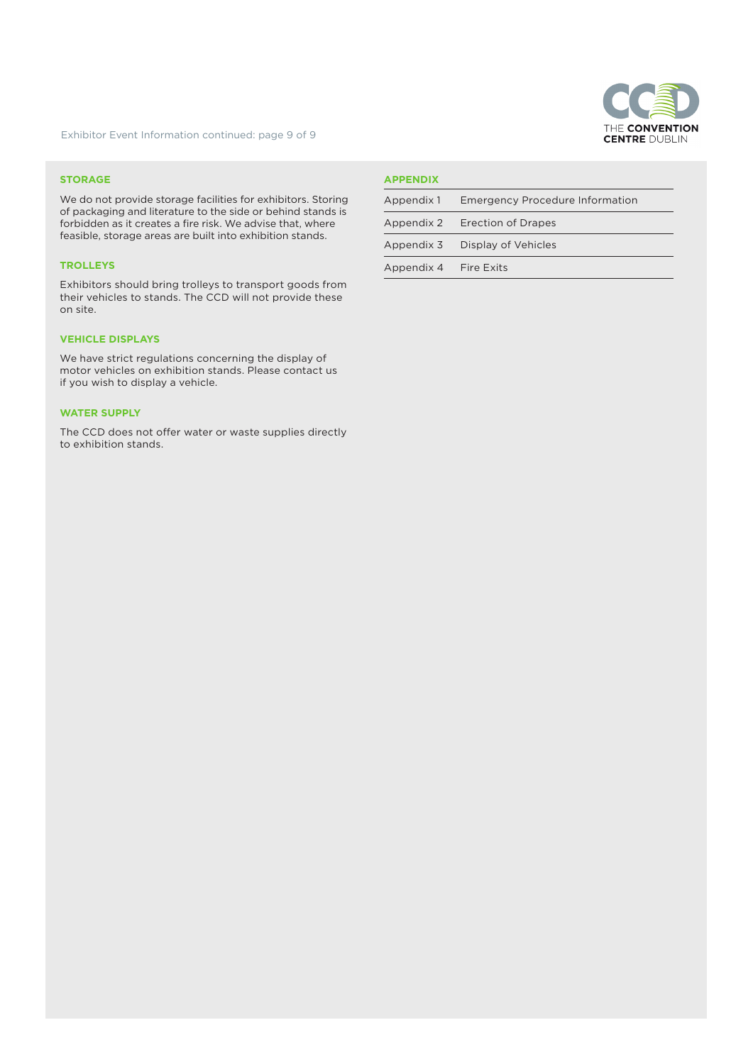## STORAGE

We do not provide storage facilities for exhibitors. Storing of packaging and literature to the side or behind stands is forbidden as it creates a fire risk. We advise that, where feasible, storage areas are built into exhibition stands.

## TROLLEYS

Exhibitors should bring trolleys to transport goods from their vehicles to stands. The CCD will not provide these on site.

## VEHICLE DISPLAYS

We have strict regulations concerning the display of motor vehicles on exhibition stands. Please contact us if you wish to display a vehicle.

## WATER SUPPLY

The CCD does not offer water or waste supplies directly to exhibition stands.

## APPENDIX

| | |
|---|---|
| Appendix 1 | Emergency Procedure Information |
| Appendix 2 | Erection of Drapes |
| Appendix 3 | Display of Vehicles |
| Appendix 4 | Fire Exits |